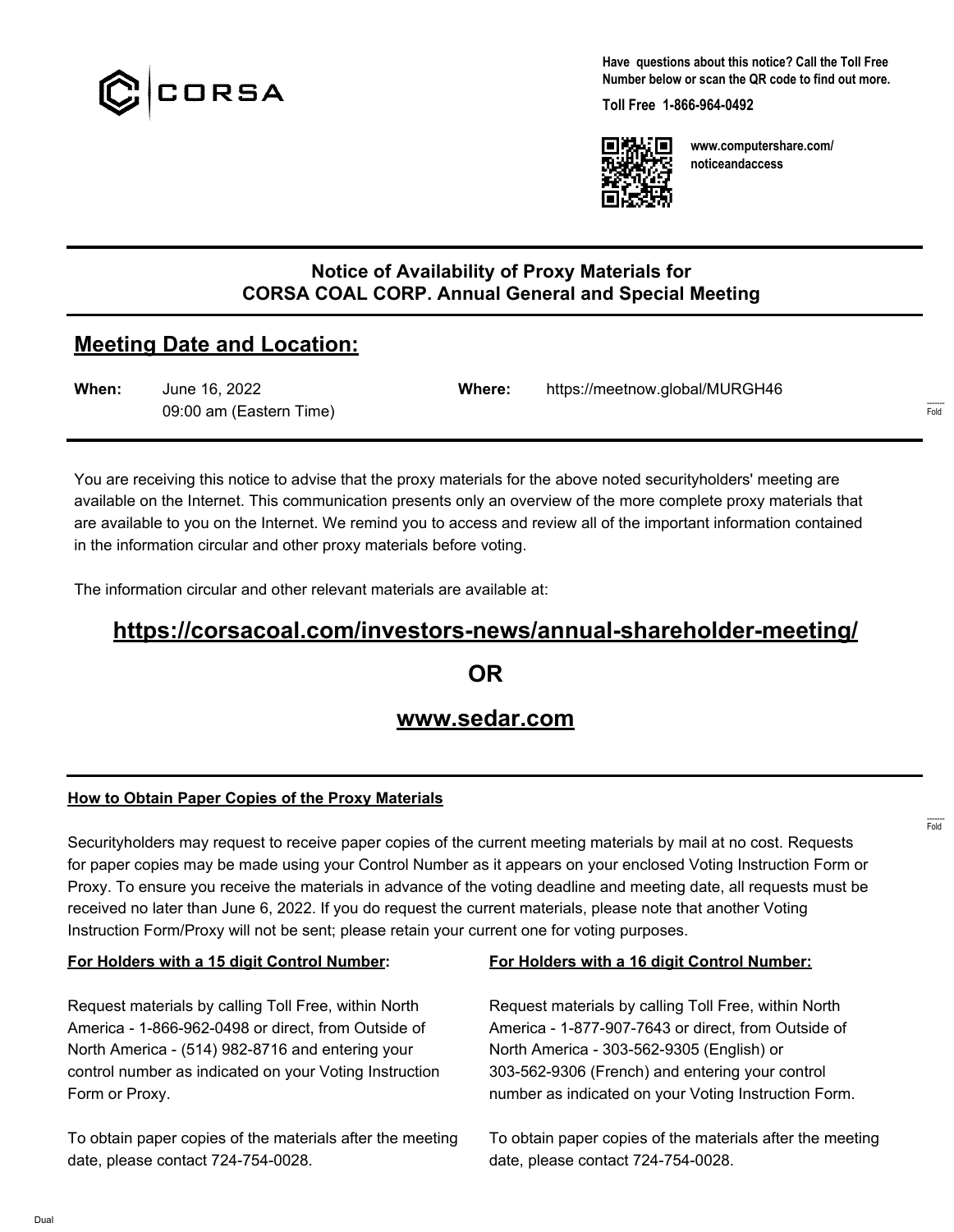CORSA

**Have questions about this notice? Call the Toll Free Number below or scan the QR code to find out more.**

**Toll Free 1-866-964-0492**

**www.computershare.com/noticeandaccess**

# Notice of Availability of Proxy Materials for CORSA COAL CORP. Annual General and Special Meeting

## Meeting Date and Location:

**When:** June 16, 2022
09:00 am (Eastern Time)

**Where:** https://meetnow.global/MURGH46

You are receiving this notice to advise that the proxy materials for the above noted securityholders' meeting are available on the Internet. This communication presents only an overview of the more complete proxy materials that are available to you on the Internet. We remind you to access and review all of the important information contained in the information circular and other proxy materials before voting.

The information circular and other relevant materials are available at:

## https://corsacoal.com/investors-news/annual-shareholder-meeting/

## OR

## www.sedar.com

### How to Obtain Paper Copies of the Proxy Materials

Securityholders may request to receive paper copies of the current meeting materials by mail at no cost. Requests for paper copies may be made using your Control Number as it appears on your enclosed Voting Instruction Form or Proxy. To ensure you receive the materials in advance of the voting deadline and meeting date, all requests must be received no later than June 6, 2022. If you do request the current materials, please note that another Voting Instruction Form/Proxy will not be sent; please retain your current one for voting purposes.

**For Holders with a 15 digit Control Number:**

Request materials by calling Toll Free, within North America - 1-866-962-0498 or direct, from Outside of North America - (514) 982-8716 and entering your control number as indicated on your Voting Instruction Form or Proxy.

To obtain paper copies of the materials after the meeting date, please contact 724-754-0028.

**For Holders with a 16 digit Control Number:**

Request materials by calling Toll Free, within North America - 1-877-907-7643 or direct, from Outside of North America - 303-562-9305 (English) or 303-562-9306 (French) and entering your control number as indicated on your Voting Instruction Form.

To obtain paper copies of the materials after the meeting date, please contact 724-754-0028.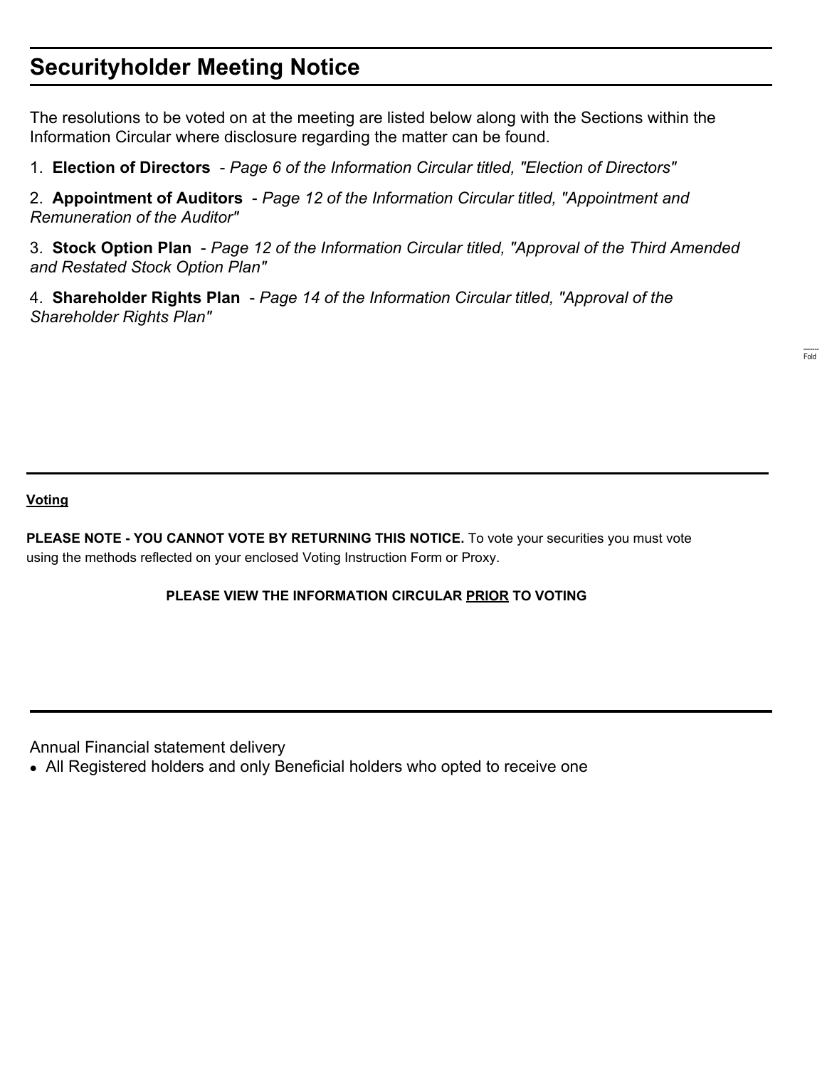# Securityholder Meeting Notice

The resolutions to be voted on at the meeting are listed below along with the Sections within the Information Circular where disclosure regarding the matter can be found.

1. **Election of Directors** - *Page 6 of the Information Circular titled, "Election of Directors"*

2. **Appointment of Auditors** - *Page 12 of the Information Circular titled, "Appointment and Remuneration of the Auditor"*

3. **Stock Option Plan** - *Page 12 of the Information Circular titled, "Approval of the Third Amended and Restated Stock Option Plan"*

4. **Shareholder Rights Plan** - *Page 14 of the Information Circular titled, "Approval of the Shareholder Rights Plan"*

Fold

**Voting**

**PLEASE NOTE - YOU CANNOT VOTE BY RETURNING THIS NOTICE.** To vote your securities you must vote using the methods reflected on your enclosed Voting Instruction Form or Proxy.

**PLEASE VIEW THE INFORMATION CIRCULAR PRIOR TO VOTING**

Annual Financial statement delivery

- All Registered holders and only Beneficial holders who opted to receive one